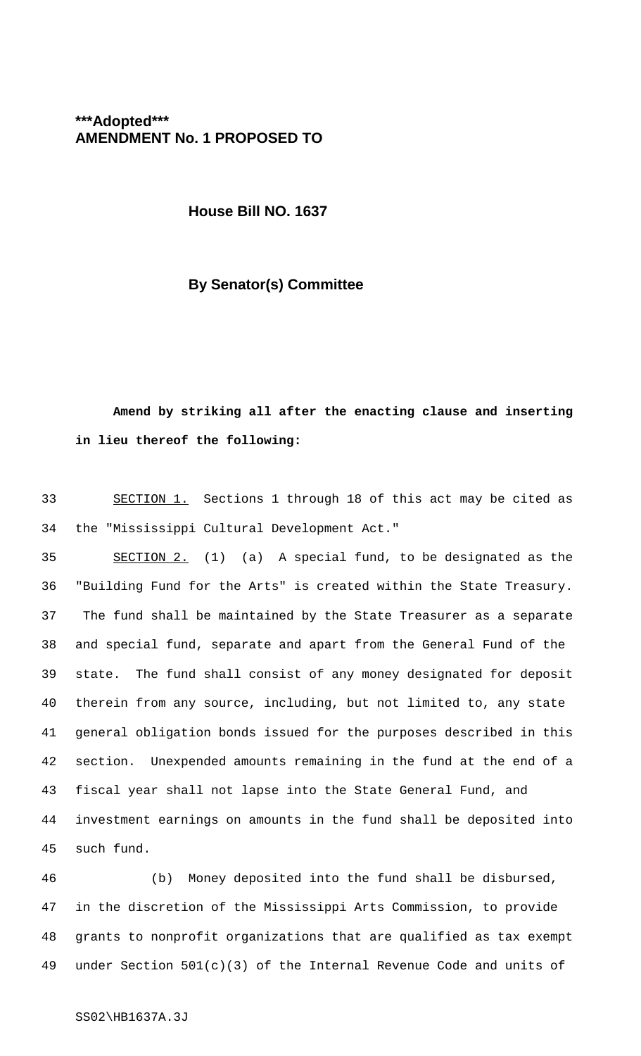**\*\*\*Adopted\*\*\***
**AMENDMENT No. 1 PROPOSED TO**

**House Bill NO. 1637**

**By Senator(s) Committee**

**Amend by striking all after the enacting clause and inserting in lieu thereof the following:**

33 SECTION 1. Sections 1 through 18 of this act may be cited as
34 the "Mississippi Cultural Development Act."

35 SECTION 2. (1) (a) A special fund, to be designated as the
36 "Building Fund for the Arts" is created within the State Treasury.
37 The fund shall be maintained by the State Treasurer as a separate
38 and special fund, separate and apart from the General Fund of the
39 state. The fund shall consist of any money designated for deposit
40 therein from any source, including, but not limited to, any state
41 general obligation bonds issued for the purposes described in this
42 section. Unexpended amounts remaining in the fund at the end of a
43 fiscal year shall not lapse into the State General Fund, and
44 investment earnings on amounts in the fund shall be deposited into
45 such fund.

46 (b) Money deposited into the fund shall be disbursed,
47 in the discretion of the Mississippi Arts Commission, to provide
48 grants to nonprofit organizations that are qualified as tax exempt
49 under Section 501(c)(3) of the Internal Revenue Code and units of

SS02\HB1637A.3J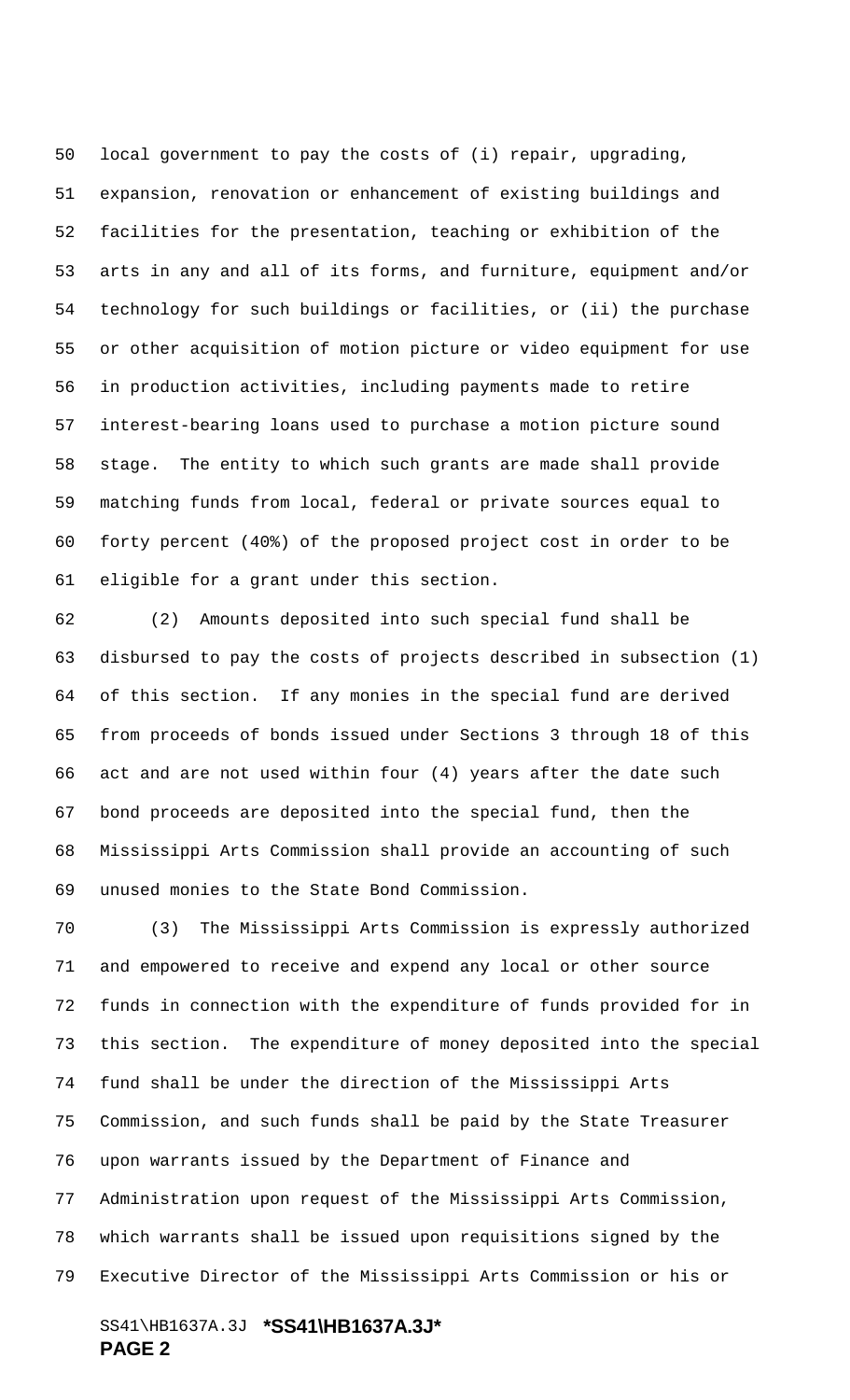local government to pay the costs of (i) repair, upgrading, expansion, renovation or enhancement of existing buildings and facilities for the presentation, teaching or exhibition of the arts in any and all of its forms, and furniture, equipment and/or technology for such buildings or facilities, or (ii) the purchase or other acquisition of motion picture or video equipment for use in production activities, including payments made to retire interest-bearing loans used to purchase a motion picture sound stage. The entity to which such grants are made shall provide matching funds from local, federal or private sources equal to forty percent (40%) of the proposed project cost in order to be eligible for a grant under this section.

(2) Amounts deposited into such special fund shall be disbursed to pay the costs of projects described in subsection (1) of this section. If any monies in the special fund are derived from proceeds of bonds issued under Sections 3 through 18 of this act and are not used within four (4) years after the date such bond proceeds are deposited into the special fund, then the Mississippi Arts Commission shall provide an accounting of such unused monies to the State Bond Commission.

(3) The Mississippi Arts Commission is expressly authorized and empowered to receive and expend any local or other source funds in connection with the expenditure of funds provided for in this section. The expenditure of money deposited into the special fund shall be under the direction of the Mississippi Arts Commission, and such funds shall be paid by the State Treasurer upon warrants issued by the Department of Finance and Administration upon request of the Mississippi Arts Commission, which warrants shall be issued upon requisitions signed by the Executive Director of the Mississippi Arts Commission or his or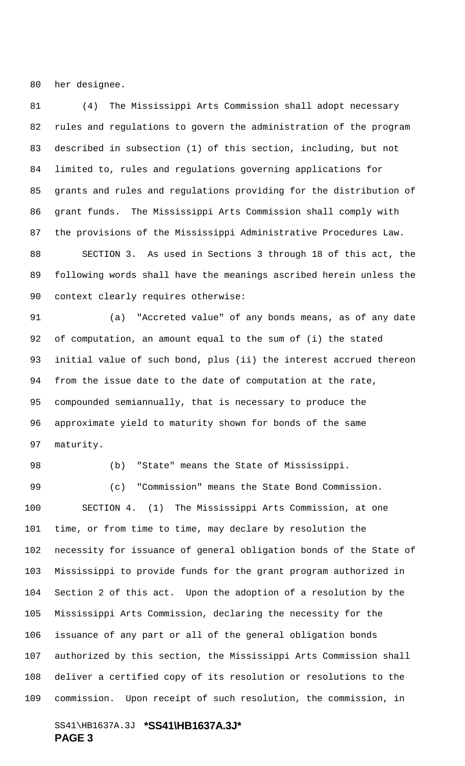her designee.

(4) The Mississippi Arts Commission shall adopt necessary rules and regulations to govern the administration of the program described in subsection (1) of this section, including, but not limited to, rules and regulations governing applications for grants and rules and regulations providing for the distribution of grant funds. The Mississippi Arts Commission shall comply with the provisions of the Mississippi Administrative Procedures Law.

SECTION 3. As used in Sections 3 through 18 of this act, the following words shall have the meanings ascribed herein unless the context clearly requires otherwise:

(a) "Accreted value" of any bonds means, as of any date of computation, an amount equal to the sum of (i) the stated initial value of such bond, plus (ii) the interest accrued thereon from the issue date to the date of computation at the rate, compounded semiannually, that is necessary to produce the approximate yield to maturity shown for bonds of the same maturity.

(b) "State" means the State of Mississippi.

(c) "Commission" means the State Bond Commission.

SECTION 4. (1) The Mississippi Arts Commission, at one time, or from time to time, may declare by resolution the necessity for issuance of general obligation bonds of the State of Mississippi to provide funds for the grant program authorized in Section 2 of this act. Upon the adoption of a resolution by the Mississippi Arts Commission, declaring the necessity for the issuance of any part or all of the general obligation bonds authorized by this section, the Mississippi Arts Commission shall deliver a certified copy of its resolution or resolutions to the commission. Upon receipt of such resolution, the commission, in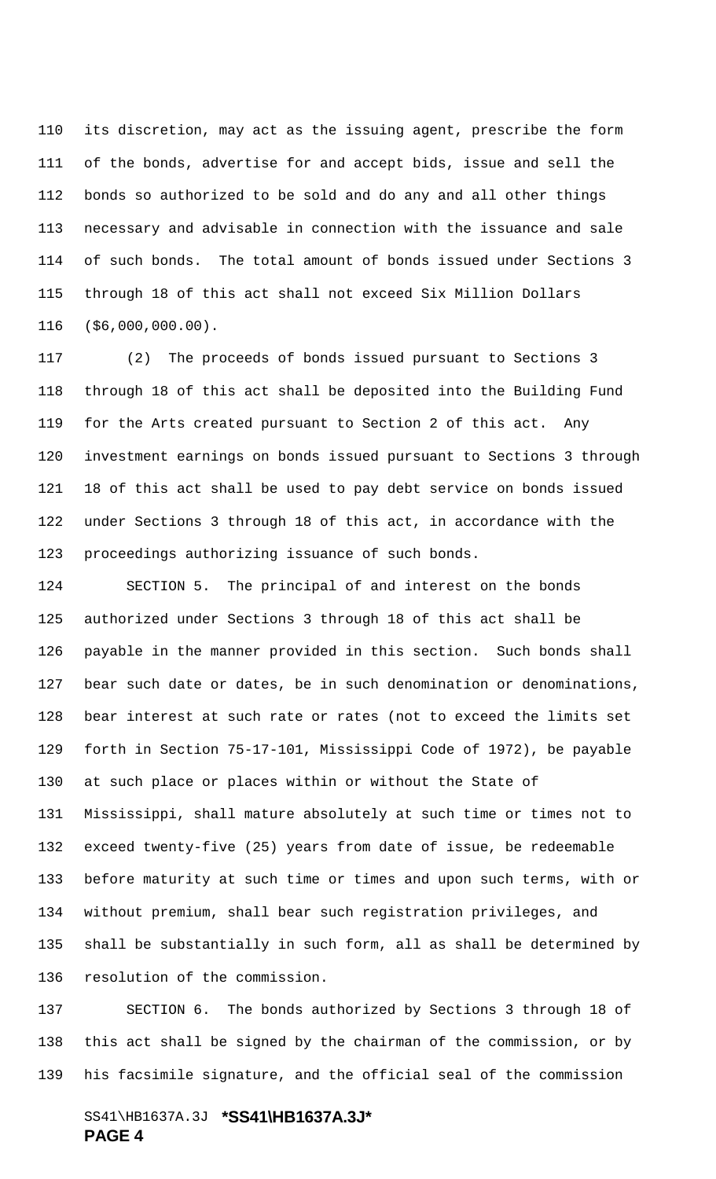its discretion, may act as the issuing agent, prescribe the form of the bonds, advertise for and accept bids, issue and sell the bonds so authorized to be sold and do any and all other things necessary and advisable in connection with the issuance and sale of such bonds. The total amount of bonds issued under Sections 3 through 18 of this act shall not exceed Six Million Dollars ($6,000,000.00).

(2) The proceeds of bonds issued pursuant to Sections 3 through 18 of this act shall be deposited into the Building Fund for the Arts created pursuant to Section 2 of this act. Any investment earnings on bonds issued pursuant to Sections 3 through 18 of this act shall be used to pay debt service on bonds issued under Sections 3 through 18 of this act, in accordance with the proceedings authorizing issuance of such bonds.

SECTION 5. The principal of and interest on the bonds authorized under Sections 3 through 18 of this act shall be payable in the manner provided in this section. Such bonds shall bear such date or dates, be in such denomination or denominations, bear interest at such rate or rates (not to exceed the limits set forth in Section 75-17-101, Mississippi Code of 1972), be payable at such place or places within or without the State of Mississippi, shall mature absolutely at such time or times not to exceed twenty-five (25) years from date of issue, be redeemable before maturity at such time or times and upon such terms, with or without premium, shall bear such registration privileges, and shall be substantially in such form, all as shall be determined by resolution of the commission.

SECTION 6. The bonds authorized by Sections 3 through 18 of this act shall be signed by the chairman of the commission, or by his facsimile signature, and the official seal of the commission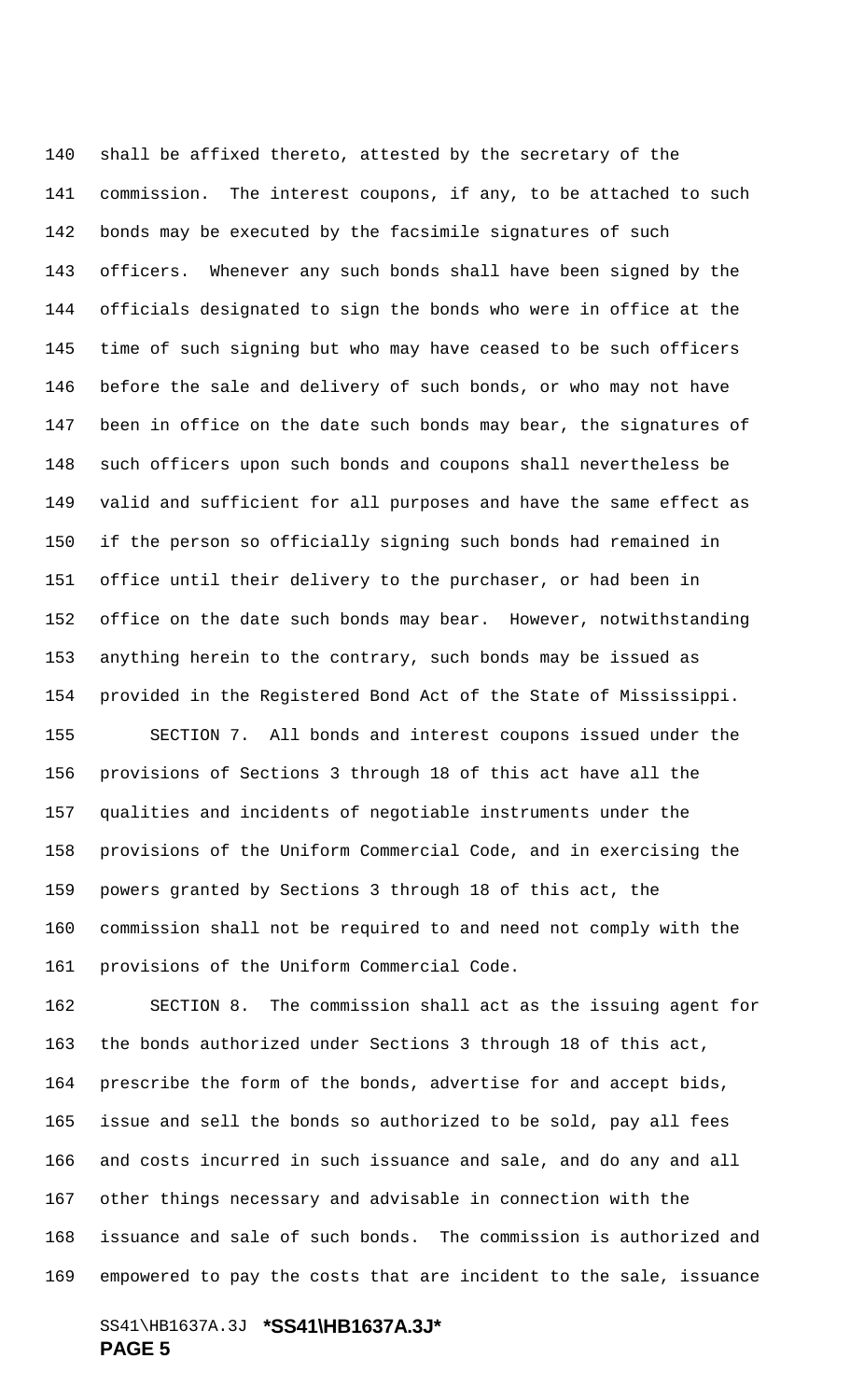shall be affixed thereto, attested by the secretary of the commission. The interest coupons, if any, to be attached to such bonds may be executed by the facsimile signatures of such officers. Whenever any such bonds shall have been signed by the officials designated to sign the bonds who were in office at the time of such signing but who may have ceased to be such officers before the sale and delivery of such bonds, or who may not have been in office on the date such bonds may bear, the signatures of such officers upon such bonds and coupons shall nevertheless be valid and sufficient for all purposes and have the same effect as if the person so officially signing such bonds had remained in office until their delivery to the purchaser, or had been in office on the date such bonds may bear. However, notwithstanding anything herein to the contrary, such bonds may be issued as provided in the Registered Bond Act of the State of Mississippi.

SECTION 7. All bonds and interest coupons issued under the provisions of Sections 3 through 18 of this act have all the qualities and incidents of negotiable instruments under the provisions of the Uniform Commercial Code, and in exercising the powers granted by Sections 3 through 18 of this act, the commission shall not be required to and need not comply with the provisions of the Uniform Commercial Code.

SECTION 8. The commission shall act as the issuing agent for the bonds authorized under Sections 3 through 18 of this act, prescribe the form of the bonds, advertise for and accept bids, issue and sell the bonds so authorized to be sold, pay all fees and costs incurred in such issuance and sale, and do any and all other things necessary and advisable in connection with the issuance and sale of such bonds. The commission is authorized and empowered to pay the costs that are incident to the sale, issuance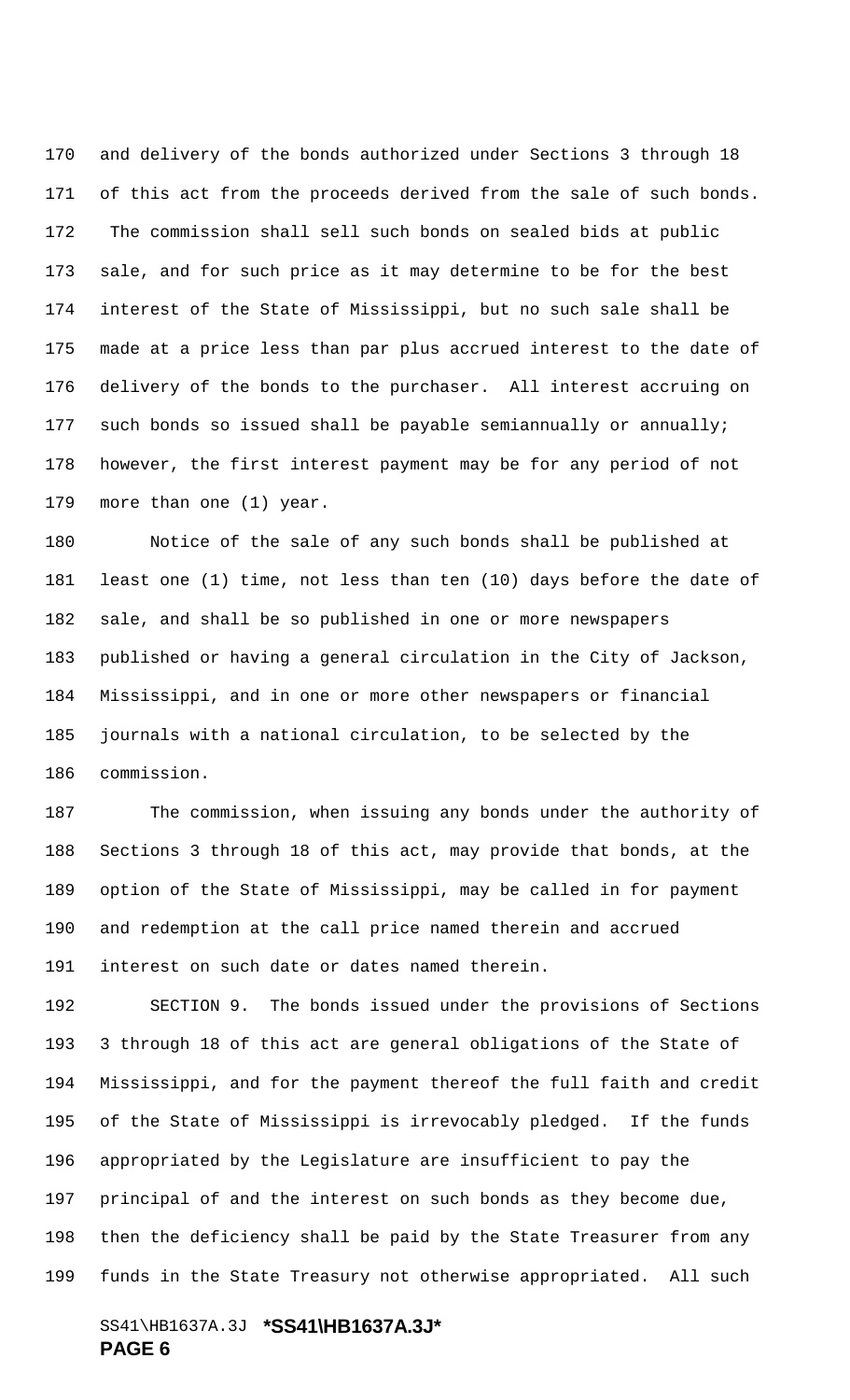and delivery of the bonds authorized under Sections 3 through 18 of this act from the proceeds derived from the sale of such bonds. The commission shall sell such bonds on sealed bids at public sale, and for such price as it may determine to be for the best interest of the State of Mississippi, but no such sale shall be made at a price less than par plus accrued interest to the date of delivery of the bonds to the purchaser. All interest accruing on such bonds so issued shall be payable semiannually or annually; however, the first interest payment may be for any period of not more than one (1) year.

Notice of the sale of any such bonds shall be published at least one (1) time, not less than ten (10) days before the date of sale, and shall be so published in one or more newspapers published or having a general circulation in the City of Jackson, Mississippi, and in one or more other newspapers or financial journals with a national circulation, to be selected by the commission.

The commission, when issuing any bonds under the authority of Sections 3 through 18 of this act, may provide that bonds, at the option of the State of Mississippi, may be called in for payment and redemption at the call price named therein and accrued interest on such date or dates named therein.

SECTION 9. The bonds issued under the provisions of Sections 3 through 18 of this act are general obligations of the State of Mississippi, and for the payment thereof the full faith and credit of the State of Mississippi is irrevocably pledged. If the funds appropriated by the Legislature are insufficient to pay the principal of and the interest on such bonds as they become due, then the deficiency shall be paid by the State Treasurer from any funds in the State Treasury not otherwise appropriated. All such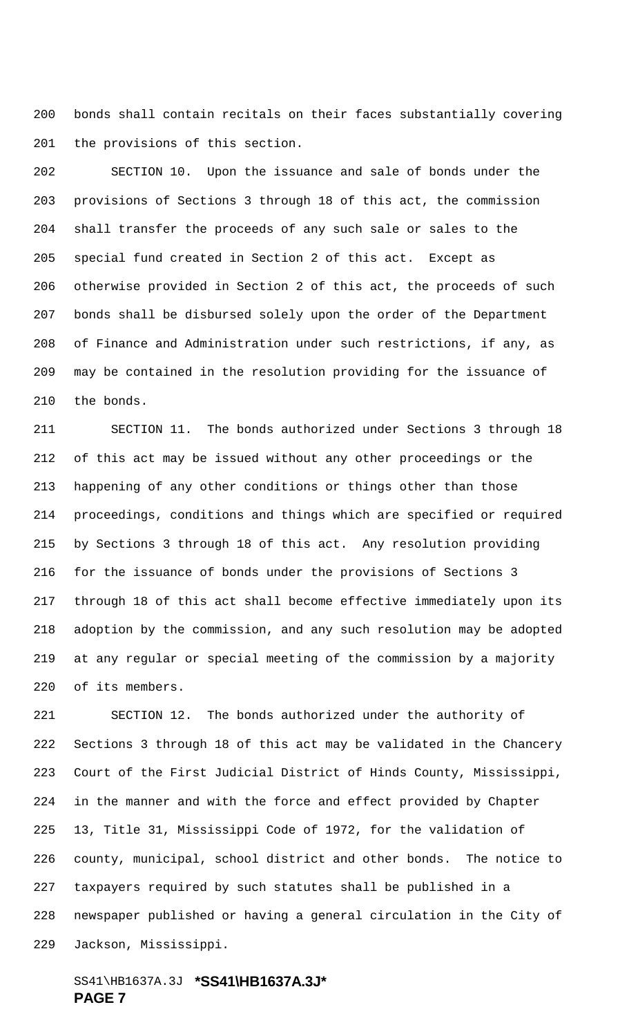bonds shall contain recitals on their faces substantially covering the provisions of this section.

SECTION 10. Upon the issuance and sale of bonds under the provisions of Sections 3 through 18 of this act, the commission shall transfer the proceeds of any such sale or sales to the special fund created in Section 2 of this act. Except as otherwise provided in Section 2 of this act, the proceeds of such bonds shall be disbursed solely upon the order of the Department of Finance and Administration under such restrictions, if any, as may be contained in the resolution providing for the issuance of the bonds.

SECTION 11. The bonds authorized under Sections 3 through 18 of this act may be issued without any other proceedings or the happening of any other conditions or things other than those proceedings, conditions and things which are specified or required by Sections 3 through 18 of this act. Any resolution providing for the issuance of bonds under the provisions of Sections 3 through 18 of this act shall become effective immediately upon its adoption by the commission, and any such resolution may be adopted at any regular or special meeting of the commission by a majority of its members.

SECTION 12. The bonds authorized under the authority of Sections 3 through 18 of this act may be validated in the Chancery Court of the First Judicial District of Hinds County, Mississippi, in the manner and with the force and effect provided by Chapter 13, Title 31, Mississippi Code of 1972, for the validation of county, municipal, school district and other bonds. The notice to taxpayers required by such statutes shall be published in a newspaper published or having a general circulation in the City of Jackson, Mississippi.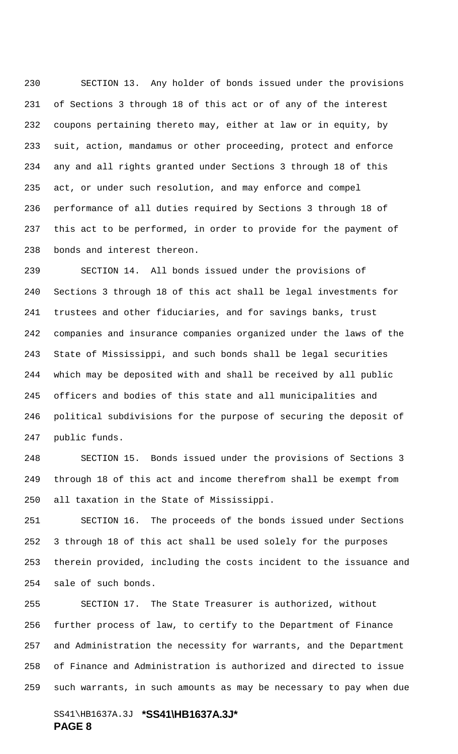SECTION 13. Any holder of bonds issued under the provisions of Sections 3 through 18 of this act or of any of the interest coupons pertaining thereto may, either at law or in equity, by suit, action, mandamus or other proceeding, protect and enforce any and all rights granted under Sections 3 through 18 of this act, or under such resolution, and may enforce and compel performance of all duties required by Sections 3 through 18 of this act to be performed, in order to provide for the payment of bonds and interest thereon.

SECTION 14. All bonds issued under the provisions of Sections 3 through 18 of this act shall be legal investments for trustees and other fiduciaries, and for savings banks, trust companies and insurance companies organized under the laws of the State of Mississippi, and such bonds shall be legal securities which may be deposited with and shall be received by all public officers and bodies of this state and all municipalities and political subdivisions for the purpose of securing the deposit of public funds.

SECTION 15. Bonds issued under the provisions of Sections 3 through 18 of this act and income therefrom shall be exempt from all taxation in the State of Mississippi.

SECTION 16. The proceeds of the bonds issued under Sections 3 through 18 of this act shall be used solely for the purposes therein provided, including the costs incident to the issuance and sale of such bonds.

SECTION 17. The State Treasurer is authorized, without further process of law, to certify to the Department of Finance and Administration the necessity for warrants, and the Department of Finance and Administration is authorized and directed to issue such warrants, in such amounts as may be necessary to pay when due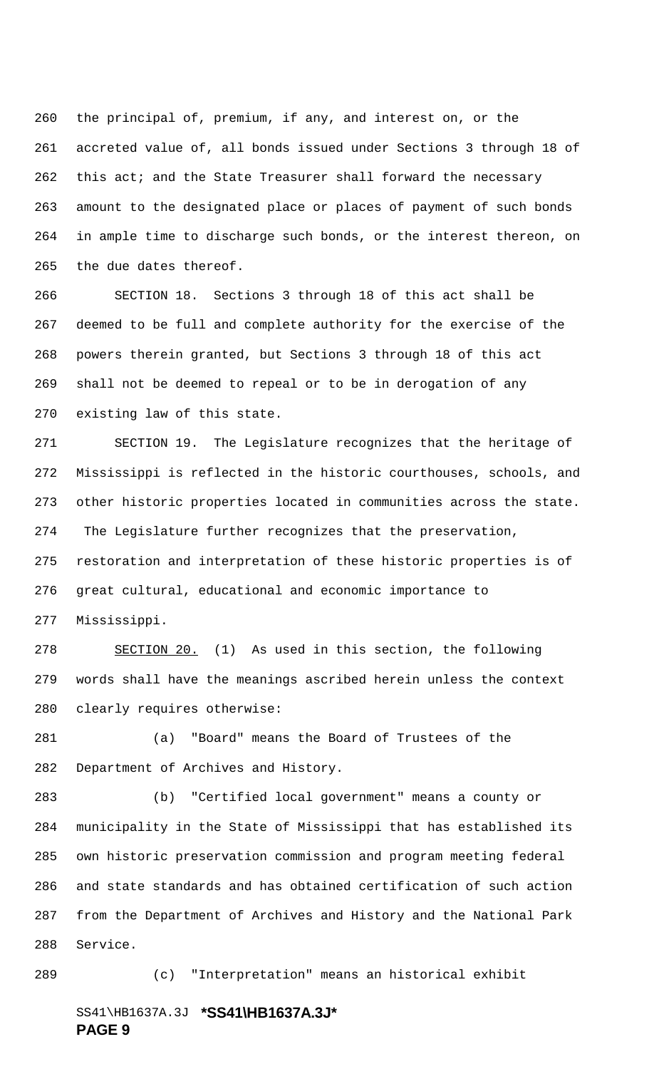the principal of, premium, if any, and interest on, or the accreted value of, all bonds issued under Sections 3 through 18 of this act; and the State Treasurer shall forward the necessary amount to the designated place or places of payment of such bonds in ample time to discharge such bonds, or the interest thereon, on the due dates thereof.

SECTION 18. Sections 3 through 18 of this act shall be deemed to be full and complete authority for the exercise of the powers therein granted, but Sections 3 through 18 of this act shall not be deemed to repeal or to be in derogation of any existing law of this state.

SECTION 19. The Legislature recognizes that the heritage of Mississippi is reflected in the historic courthouses, schools, and other historic properties located in communities across the state. The Legislature further recognizes that the preservation, restoration and interpretation of these historic properties is of great cultural, educational and economic importance to Mississippi.

SECTION 20. (1) As used in this section, the following words shall have the meanings ascribed herein unless the context clearly requires otherwise:

(a) "Board" means the Board of Trustees of the Department of Archives and History.

(b) "Certified local government" means a county or municipality in the State of Mississippi that has established its own historic preservation commission and program meeting federal and state standards and has obtained certification of such action from the Department of Archives and History and the National Park Service.

(c) "Interpretation" means an historical exhibit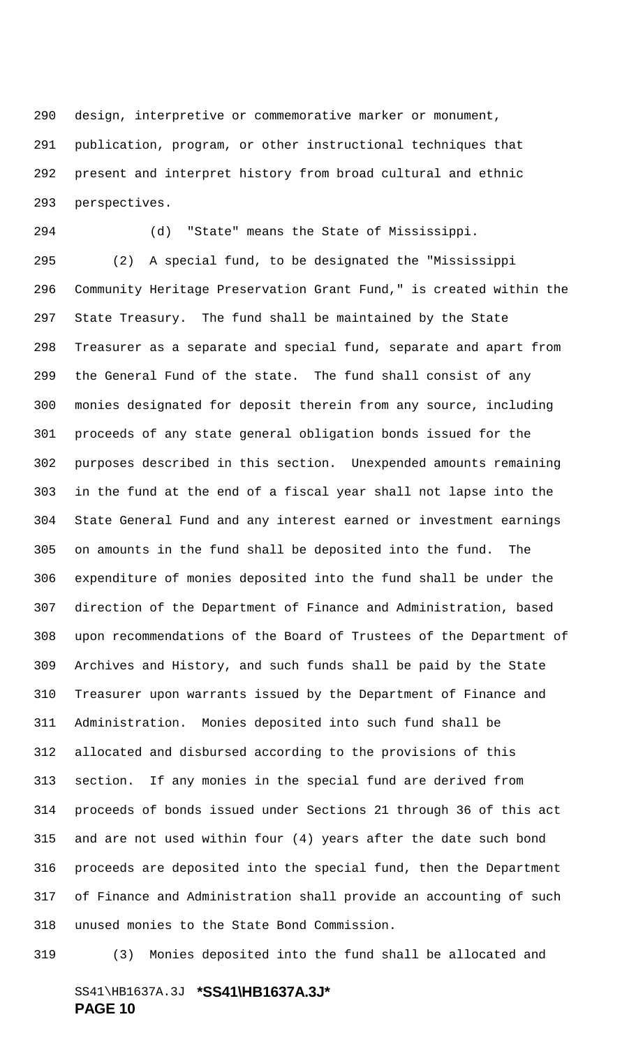design, interpretive or commemorative marker or monument, publication, program, or other instructional techniques that present and interpret history from broad cultural and ethnic perspectives.

(d) "State" means the State of Mississippi.

(2) A special fund, to be designated the "Mississippi Community Heritage Preservation Grant Fund," is created within the State Treasury. The fund shall be maintained by the State Treasurer as a separate and special fund, separate and apart from the General Fund of the state. The fund shall consist of any monies designated for deposit therein from any source, including proceeds of any state general obligation bonds issued for the purposes described in this section. Unexpended amounts remaining in the fund at the end of a fiscal year shall not lapse into the State General Fund and any interest earned or investment earnings on amounts in the fund shall be deposited into the fund. The expenditure of monies deposited into the fund shall be under the direction of the Department of Finance and Administration, based upon recommendations of the Board of Trustees of the Department of Archives and History, and such funds shall be paid by the State Treasurer upon warrants issued by the Department of Finance and Administration. Monies deposited into such fund shall be allocated and disbursed according to the provisions of this section. If any monies in the special fund are derived from proceeds of bonds issued under Sections 21 through 36 of this act and are not used within four (4) years after the date such bond proceeds are deposited into the special fund, then the Department of Finance and Administration shall provide an accounting of such unused monies to the State Bond Commission.

(3) Monies deposited into the fund shall be allocated and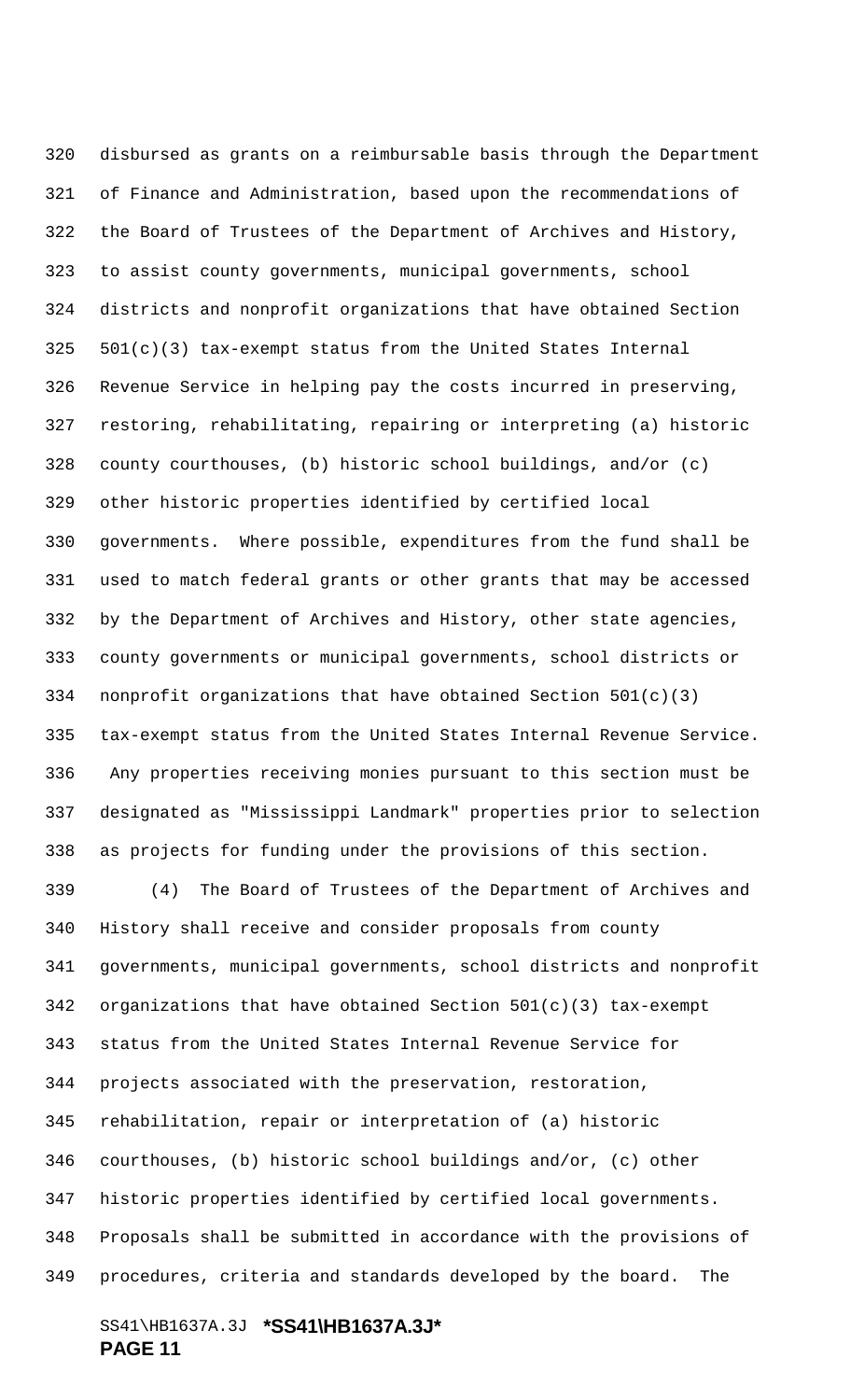disbursed as grants on a reimbursable basis through the Department of Finance and Administration, based upon the recommendations of the Board of Trustees of the Department of Archives and History, to assist county governments, municipal governments, school districts and nonprofit organizations that have obtained Section 501(c)(3) tax-exempt status from the United States Internal Revenue Service in helping pay the costs incurred in preserving, restoring, rehabilitating, repairing or interpreting (a) historic county courthouses, (b) historic school buildings, and/or (c) other historic properties identified by certified local governments. Where possible, expenditures from the fund shall be used to match federal grants or other grants that may be accessed by the Department of Archives and History, other state agencies, county governments or municipal governments, school districts or nonprofit organizations that have obtained Section 501(c)(3) tax-exempt status from the United States Internal Revenue Service. Any properties receiving monies pursuant to this section must be designated as "Mississippi Landmark" properties prior to selection as projects for funding under the provisions of this section.

(4) The Board of Trustees of the Department of Archives and History shall receive and consider proposals from county governments, municipal governments, school districts and nonprofit organizations that have obtained Section 501(c)(3) tax-exempt status from the United States Internal Revenue Service for projects associated with the preservation, restoration, rehabilitation, repair or interpretation of (a) historic courthouses, (b) historic school buildings and/or, (c) other historic properties identified by certified local governments. Proposals shall be submitted in accordance with the provisions of procedures, criteria and standards developed by the board. The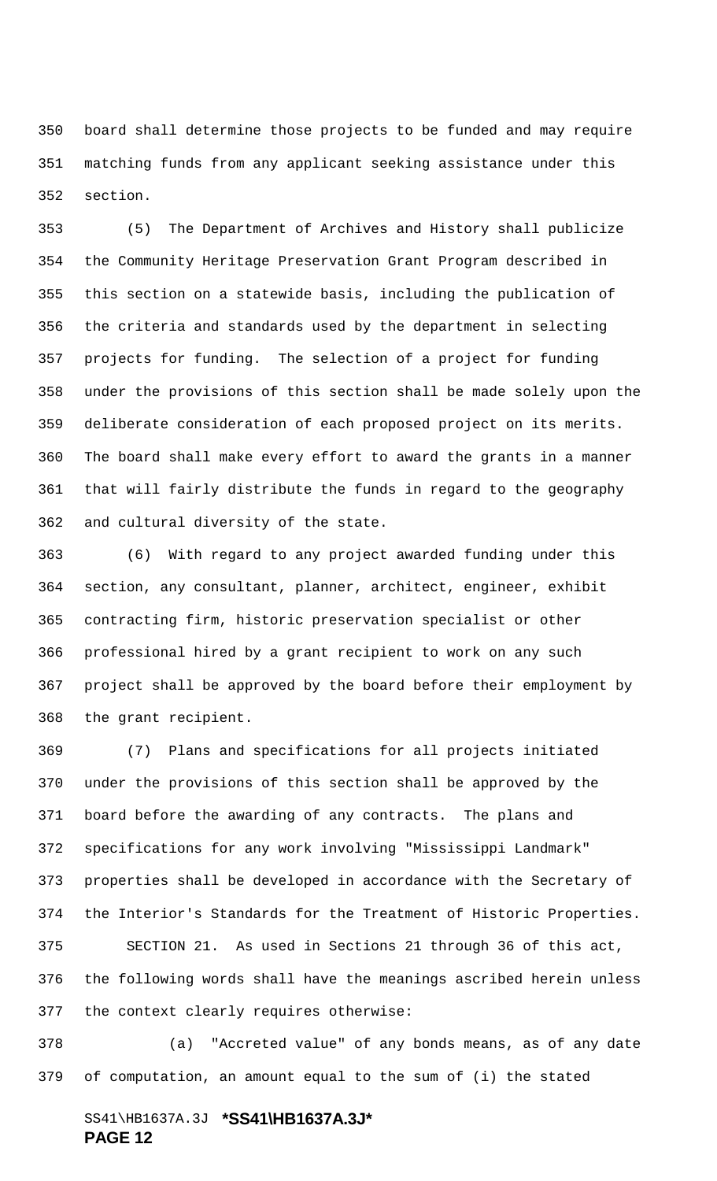board shall determine those projects to be funded and may require matching funds from any applicant seeking assistance under this section.

(5) The Department of Archives and History shall publicize the Community Heritage Preservation Grant Program described in this section on a statewide basis, including the publication of the criteria and standards used by the department in selecting projects for funding. The selection of a project for funding under the provisions of this section shall be made solely upon the deliberate consideration of each proposed project on its merits. The board shall make every effort to award the grants in a manner that will fairly distribute the funds in regard to the geography and cultural diversity of the state.

(6) With regard to any project awarded funding under this section, any consultant, planner, architect, engineer, exhibit contracting firm, historic preservation specialist or other professional hired by a grant recipient to work on any such project shall be approved by the board before their employment by the grant recipient.

(7) Plans and specifications for all projects initiated under the provisions of this section shall be approved by the board before the awarding of any contracts. The plans and specifications for any work involving "Mississippi Landmark" properties shall be developed in accordance with the Secretary of the Interior's Standards for the Treatment of Historic Properties.

SECTION 21. As used in Sections 21 through 36 of this act, the following words shall have the meanings ascribed herein unless the context clearly requires otherwise:

(a) "Accreted value" of any bonds means, as of any date of computation, an amount equal to the sum of (i) the stated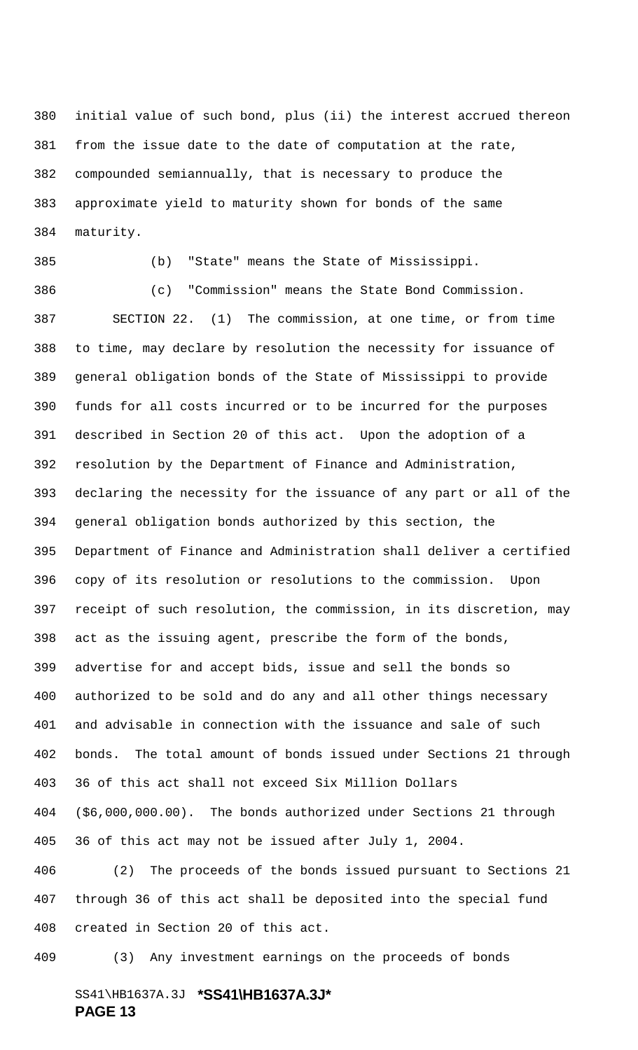initial value of such bond, plus (ii) the interest accrued thereon from the issue date to the date of computation at the rate, compounded semiannually, that is necessary to produce the approximate yield to maturity shown for bonds of the same maturity.

(b) "State" means the State of Mississippi.

(c) "Commission" means the State Bond Commission.

SECTION 22. (1) The commission, at one time, or from time to time, may declare by resolution the necessity for issuance of general obligation bonds of the State of Mississippi to provide funds for all costs incurred or to be incurred for the purposes described in Section 20 of this act. Upon the adoption of a resolution by the Department of Finance and Administration, declaring the necessity for the issuance of any part or all of the general obligation bonds authorized by this section, the Department of Finance and Administration shall deliver a certified copy of its resolution or resolutions to the commission. Upon receipt of such resolution, the commission, in its discretion, may act as the issuing agent, prescribe the form of the bonds, advertise for and accept bids, issue and sell the bonds so authorized to be sold and do any and all other things necessary and advisable in connection with the issuance and sale of such bonds. The total amount of bonds issued under Sections 21 through 36 of this act shall not exceed Six Million Dollars ($6,000,000.00). The bonds authorized under Sections 21 through 36 of this act may not be issued after July 1, 2004.

(2) The proceeds of the bonds issued pursuant to Sections 21 through 36 of this act shall be deposited into the special fund created in Section 20 of this act.

(3) Any investment earnings on the proceeds of bonds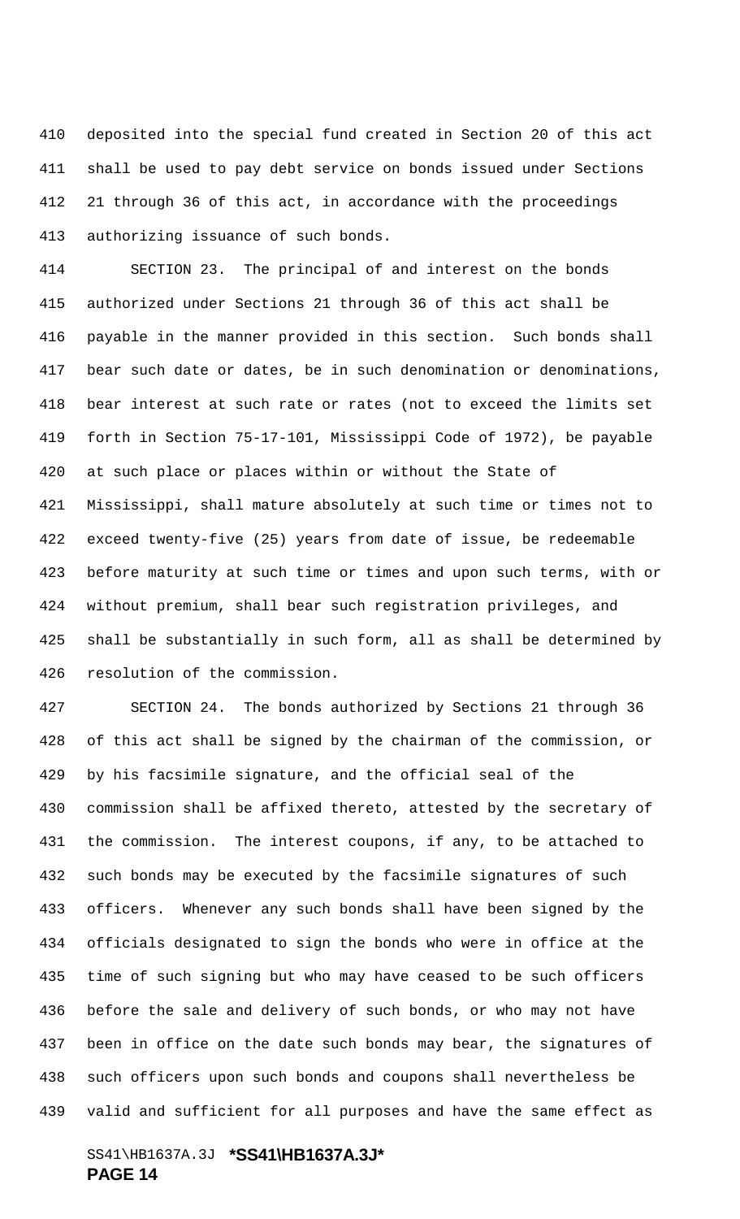deposited into the special fund created in Section 20 of this act shall be used to pay debt service on bonds issued under Sections 21 through 36 of this act, in accordance with the proceedings authorizing issuance of such bonds.

SECTION 23. The principal of and interest on the bonds authorized under Sections 21 through 36 of this act shall be payable in the manner provided in this section. Such bonds shall bear such date or dates, be in such denomination or denominations, bear interest at such rate or rates (not to exceed the limits set forth in Section 75-17-101, Mississippi Code of 1972), be payable at such place or places within or without the State of Mississippi, shall mature absolutely at such time or times not to exceed twenty-five (25) years from date of issue, be redeemable before maturity at such time or times and upon such terms, with or without premium, shall bear such registration privileges, and shall be substantially in such form, all as shall be determined by resolution of the commission.

SECTION 24. The bonds authorized by Sections 21 through 36 of this act shall be signed by the chairman of the commission, or by his facsimile signature, and the official seal of the commission shall be affixed thereto, attested by the secretary of the commission. The interest coupons, if any, to be attached to such bonds may be executed by the facsimile signatures of such officers. Whenever any such bonds shall have been signed by the officials designated to sign the bonds who were in office at the time of such signing but who may have ceased to be such officers before the sale and delivery of such bonds, or who may not have been in office on the date such bonds may bear, the signatures of such officers upon such bonds and coupons shall nevertheless be valid and sufficient for all purposes and have the same effect as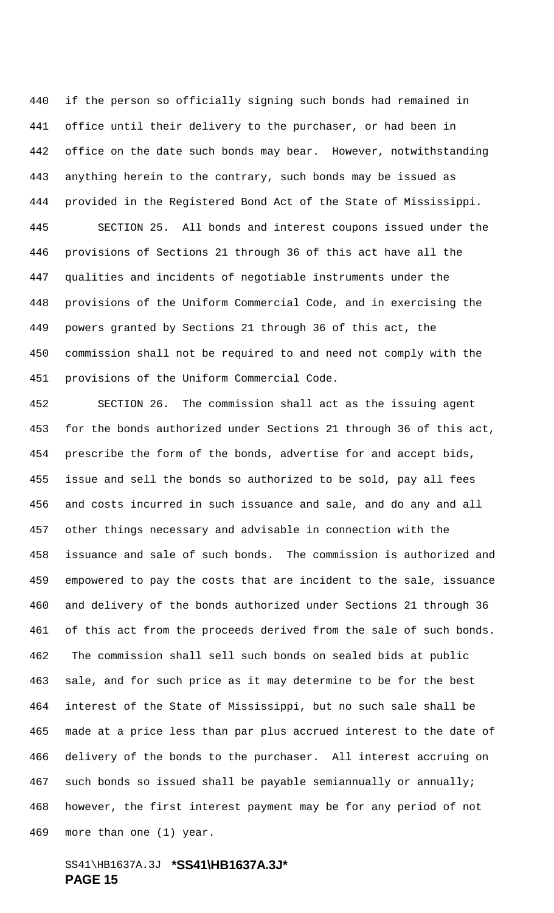if the person so officially signing such bonds had remained in office until their delivery to the purchaser, or had been in office on the date such bonds may bear. However, notwithstanding anything herein to the contrary, such bonds may be issued as provided in the Registered Bond Act of the State of Mississippi.

SECTION 25. All bonds and interest coupons issued under the provisions of Sections 21 through 36 of this act have all the qualities and incidents of negotiable instruments under the provisions of the Uniform Commercial Code, and in exercising the powers granted by Sections 21 through 36 of this act, the commission shall not be required to and need not comply with the provisions of the Uniform Commercial Code.

SECTION 26. The commission shall act as the issuing agent for the bonds authorized under Sections 21 through 36 of this act, prescribe the form of the bonds, advertise for and accept bids, issue and sell the bonds so authorized to be sold, pay all fees and costs incurred in such issuance and sale, and do any and all other things necessary and advisable in connection with the issuance and sale of such bonds. The commission is authorized and empowered to pay the costs that are incident to the sale, issuance and delivery of the bonds authorized under Sections 21 through 36 of this act from the proceeds derived from the sale of such bonds. The commission shall sell such bonds on sealed bids at public sale, and for such price as it may determine to be for the best interest of the State of Mississippi, but no such sale shall be made at a price less than par plus accrued interest to the date of delivery of the bonds to the purchaser. All interest accruing on such bonds so issued shall be payable semiannually or annually; however, the first interest payment may be for any period of not more than one (1) year.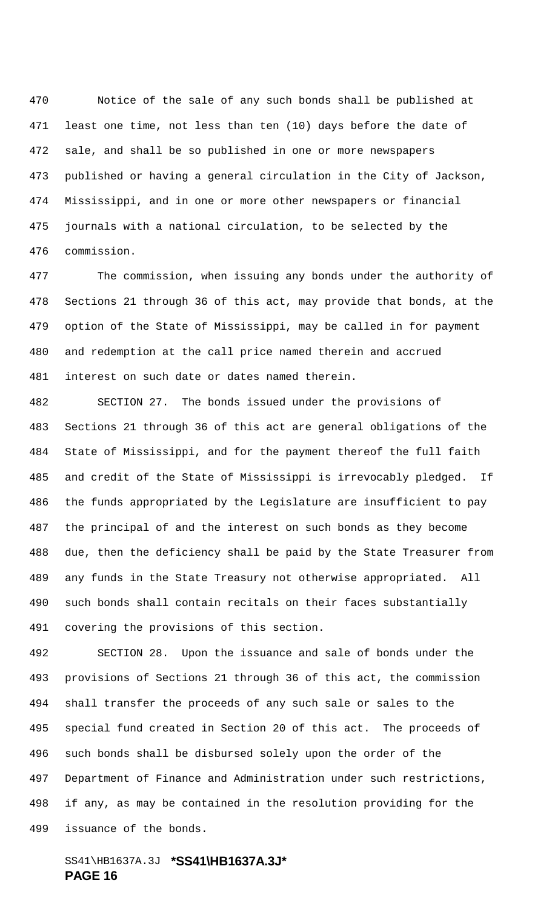Notice of the sale of any such bonds shall be published at least one time, not less than ten (10) days before the date of sale, and shall be so published in one or more newspapers published or having a general circulation in the City of Jackson, Mississippi, and in one or more other newspapers or financial journals with a national circulation, to be selected by the commission.

The commission, when issuing any bonds under the authority of Sections 21 through 36 of this act, may provide that bonds, at the option of the State of Mississippi, may be called in for payment and redemption at the call price named therein and accrued interest on such date or dates named therein.

SECTION 27. The bonds issued under the provisions of Sections 21 through 36 of this act are general obligations of the State of Mississippi, and for the payment thereof the full faith and credit of the State of Mississippi is irrevocably pledged. If the funds appropriated by the Legislature are insufficient to pay the principal of and the interest on such bonds as they become due, then the deficiency shall be paid by the State Treasurer from any funds in the State Treasury not otherwise appropriated. All such bonds shall contain recitals on their faces substantially covering the provisions of this section.

SECTION 28. Upon the issuance and sale of bonds under the provisions of Sections 21 through 36 of this act, the commission shall transfer the proceeds of any such sale or sales to the special fund created in Section 20 of this act. The proceeds of such bonds shall be disbursed solely upon the order of the Department of Finance and Administration under such restrictions, if any, as may be contained in the resolution providing for the issuance of the bonds.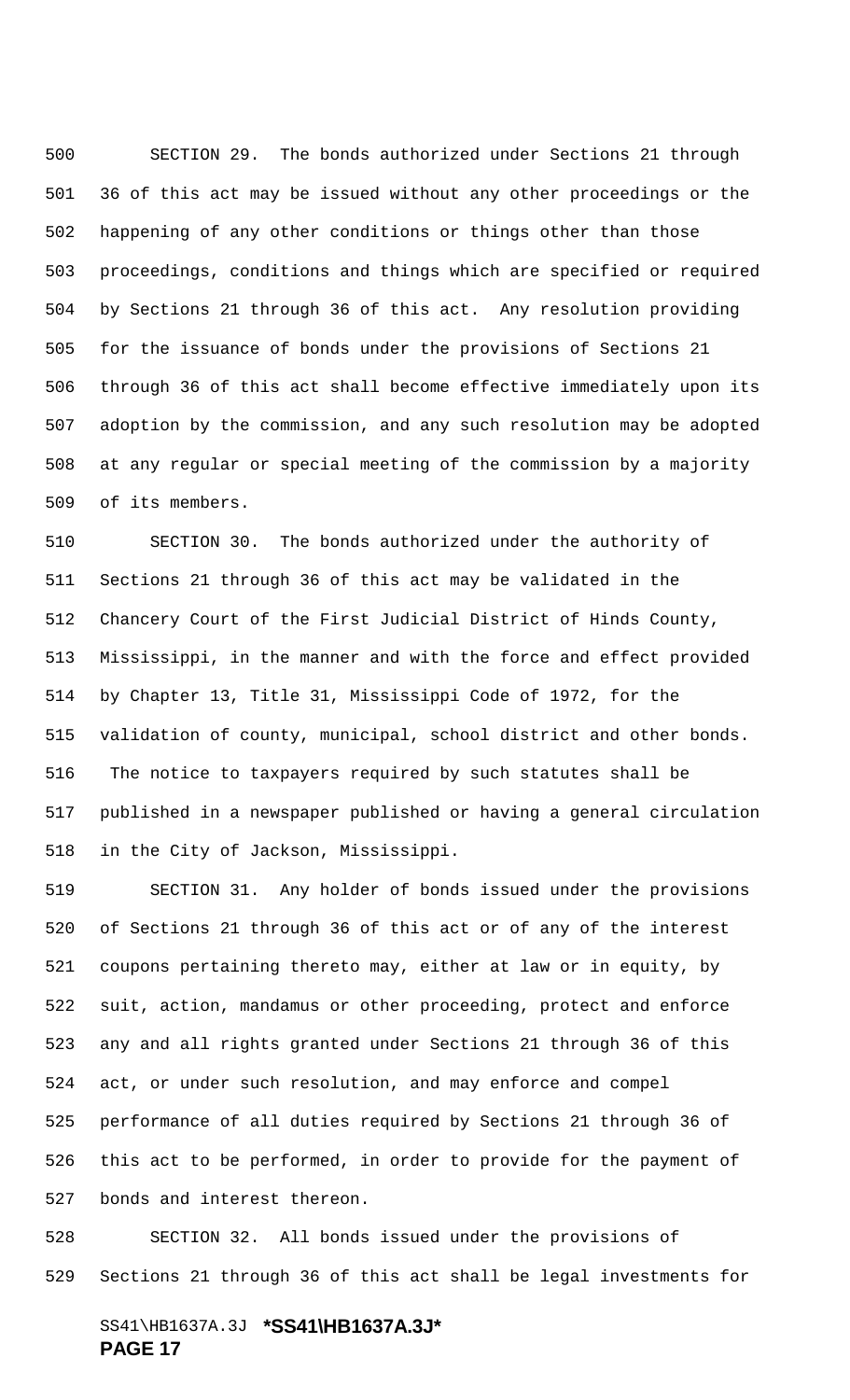SECTION 29. The bonds authorized under Sections 21 through 36 of this act may be issued without any other proceedings or the happening of any other conditions or things other than those proceedings, conditions and things which are specified or required by Sections 21 through 36 of this act. Any resolution providing for the issuance of bonds under the provisions of Sections 21 through 36 of this act shall become effective immediately upon its adoption by the commission, and any such resolution may be adopted at any regular or special meeting of the commission by a majority of its members.

SECTION 30. The bonds authorized under the authority of Sections 21 through 36 of this act may be validated in the Chancery Court of the First Judicial District of Hinds County, Mississippi, in the manner and with the force and effect provided by Chapter 13, Title 31, Mississippi Code of 1972, for the validation of county, municipal, school district and other bonds. The notice to taxpayers required by such statutes shall be published in a newspaper published or having a general circulation in the City of Jackson, Mississippi.

SECTION 31. Any holder of bonds issued under the provisions of Sections 21 through 36 of this act or of any of the interest coupons pertaining thereto may, either at law or in equity, by suit, action, mandamus or other proceeding, protect and enforce any and all rights granted under Sections 21 through 36 of this act, or under such resolution, and may enforce and compel performance of all duties required by Sections 21 through 36 of this act to be performed, in order to provide for the payment of bonds and interest thereon.

SECTION 32. All bonds issued under the provisions of Sections 21 through 36 of this act shall be legal investments for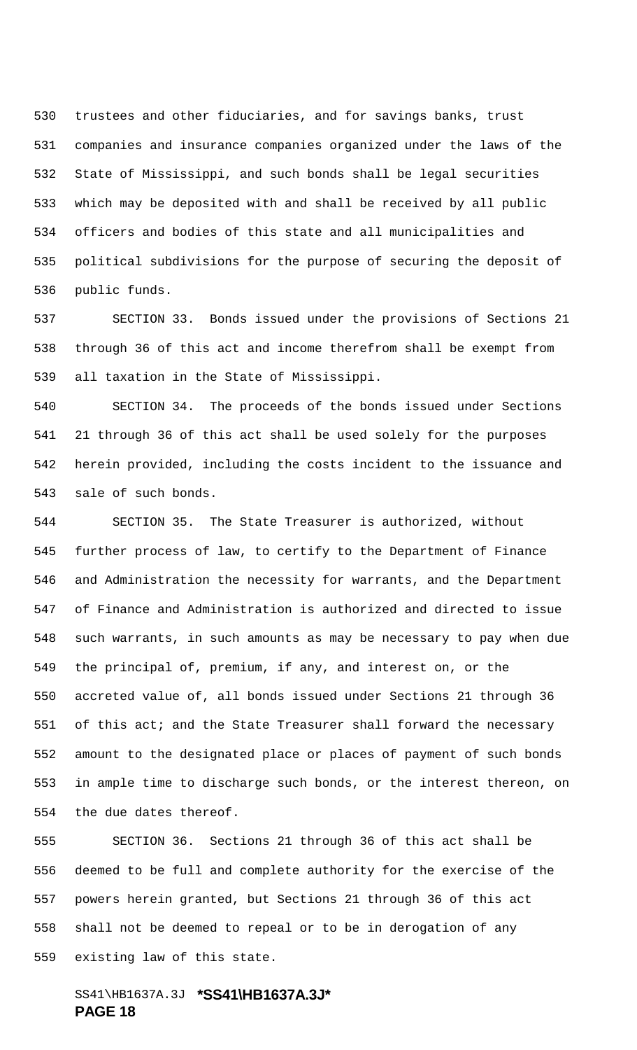trustees and other fiduciaries, and for savings banks, trust companies and insurance companies organized under the laws of the State of Mississippi, and such bonds shall be legal securities which may be deposited with and shall be received by all public officers and bodies of this state and all municipalities and political subdivisions for the purpose of securing the deposit of public funds.

SECTION 33. Bonds issued under the provisions of Sections 21 through 36 of this act and income therefrom shall be exempt from all taxation in the State of Mississippi.

SECTION 34. The proceeds of the bonds issued under Sections 21 through 36 of this act shall be used solely for the purposes herein provided, including the costs incident to the issuance and sale of such bonds.

SECTION 35. The State Treasurer is authorized, without further process of law, to certify to the Department of Finance and Administration the necessity for warrants, and the Department of Finance and Administration is authorized and directed to issue such warrants, in such amounts as may be necessary to pay when due the principal of, premium, if any, and interest on, or the accreted value of, all bonds issued under Sections 21 through 36 of this act; and the State Treasurer shall forward the necessary amount to the designated place or places of payment of such bonds in ample time to discharge such bonds, or the interest thereon, on the due dates thereof.

SECTION 36. Sections 21 through 36 of this act shall be deemed to be full and complete authority for the exercise of the powers herein granted, but Sections 21 through 36 of this act shall not be deemed to repeal or to be in derogation of any existing law of this state.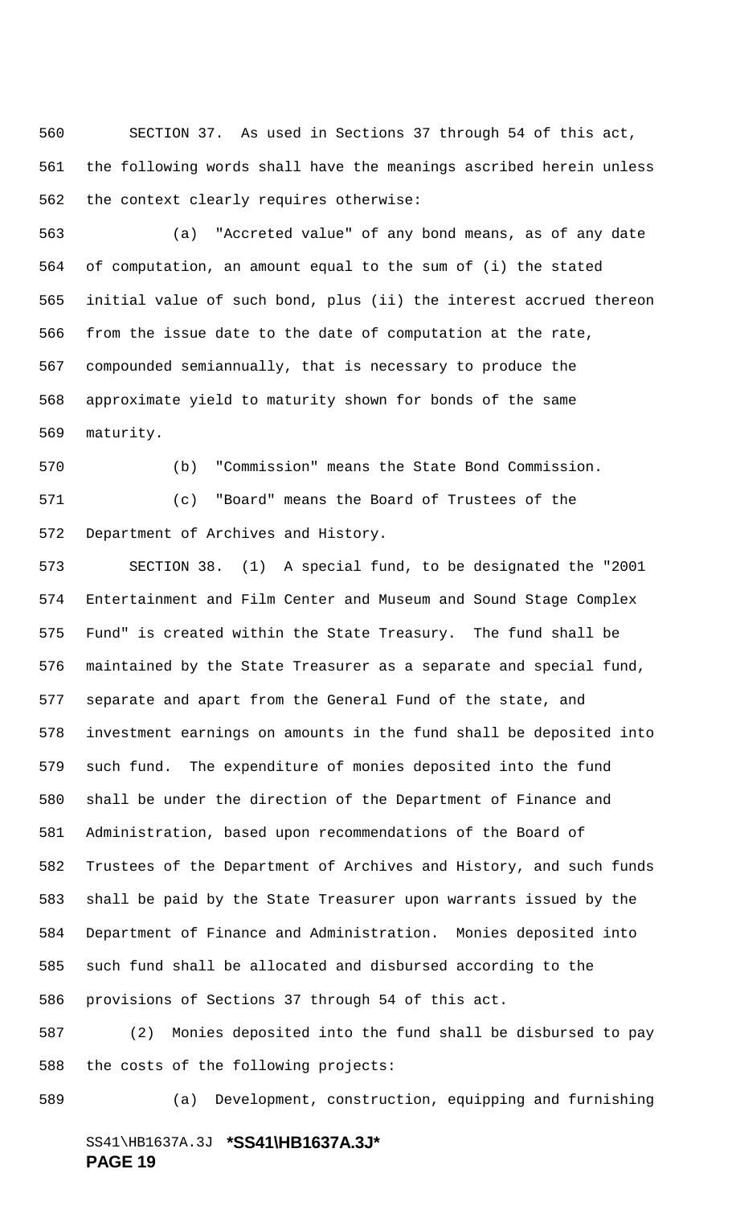SECTION 37. As used in Sections 37 through 54 of this act, the following words shall have the meanings ascribed herein unless the context clearly requires otherwise:

(a) "Accreted value" of any bond means, as of any date of computation, an amount equal to the sum of (i) the stated initial value of such bond, plus (ii) the interest accrued thereon from the issue date to the date of computation at the rate, compounded semiannually, that is necessary to produce the approximate yield to maturity shown for bonds of the same maturity.

(b) "Commission" means the State Bond Commission.

(c) "Board" means the Board of Trustees of the Department of Archives and History.

SECTION 38. (1) A special fund, to be designated the "2001 Entertainment and Film Center and Museum and Sound Stage Complex Fund" is created within the State Treasury. The fund shall be maintained by the State Treasurer as a separate and special fund, separate and apart from the General Fund of the state, and investment earnings on amounts in the fund shall be deposited into such fund. The expenditure of monies deposited into the fund shall be under the direction of the Department of Finance and Administration, based upon recommendations of the Board of Trustees of the Department of Archives and History, and such funds shall be paid by the State Treasurer upon warrants issued by the Department of Finance and Administration. Monies deposited into such fund shall be allocated and disbursed according to the provisions of Sections 37 through 54 of this act.

(2) Monies deposited into the fund shall be disbursed to pay the costs of the following projects:

(a) Development, construction, equipping and furnishing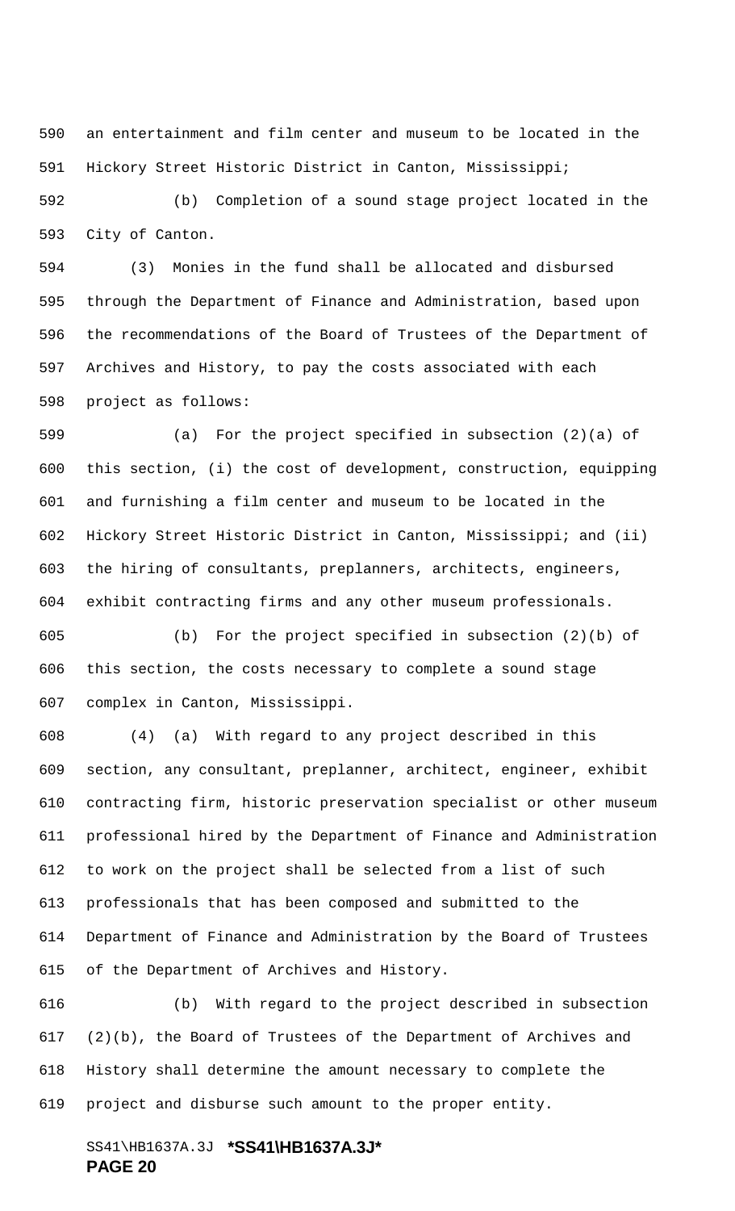an entertainment and film center and museum to be located in the Hickory Street Historic District in Canton, Mississippi;

(b) Completion of a sound stage project located in the City of Canton.

(3) Monies in the fund shall be allocated and disbursed through the Department of Finance and Administration, based upon the recommendations of the Board of Trustees of the Department of Archives and History, to pay the costs associated with each project as follows:

(a) For the project specified in subsection (2)(a) of this section, (i) the cost of development, construction, equipping and furnishing a film center and museum to be located in the Hickory Street Historic District in Canton, Mississippi; and (ii) the hiring of consultants, preplanners, architects, engineers, exhibit contracting firms and any other museum professionals.

(b) For the project specified in subsection (2)(b) of this section, the costs necessary to complete a sound stage complex in Canton, Mississippi.

(4) (a) With regard to any project described in this section, any consultant, preplanner, architect, engineer, exhibit contracting firm, historic preservation specialist or other museum professional hired by the Department of Finance and Administration to work on the project shall be selected from a list of such professionals that has been composed and submitted to the Department of Finance and Administration by the Board of Trustees of the Department of Archives and History.

(b) With regard to the project described in subsection (2)(b), the Board of Trustees of the Department of Archives and History shall determine the amount necessary to complete the project and disburse such amount to the proper entity.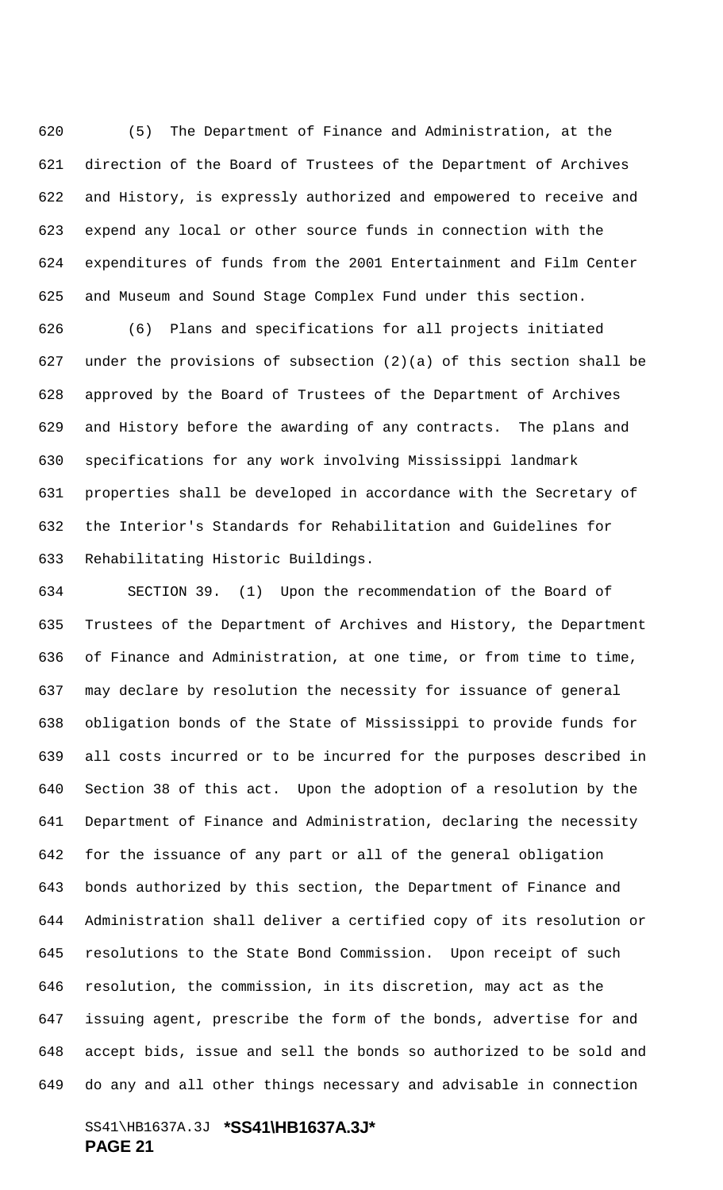(5) The Department of Finance and Administration, at the direction of the Board of Trustees of the Department of Archives and History, is expressly authorized and empowered to receive and expend any local or other source funds in connection with the expenditures of funds from the 2001 Entertainment and Film Center and Museum and Sound Stage Complex Fund under this section.

(6) Plans and specifications for all projects initiated under the provisions of subsection (2)(a) of this section shall be approved by the Board of Trustees of the Department of Archives and History before the awarding of any contracts. The plans and specifications for any work involving Mississippi landmark properties shall be developed in accordance with the Secretary of the Interior's Standards for Rehabilitation and Guidelines for Rehabilitating Historic Buildings.

SECTION 39. (1) Upon the recommendation of the Board of Trustees of the Department of Archives and History, the Department of Finance and Administration, at one time, or from time to time, may declare by resolution the necessity for issuance of general obligation bonds of the State of Mississippi to provide funds for all costs incurred or to be incurred for the purposes described in Section 38 of this act. Upon the adoption of a resolution by the Department of Finance and Administration, declaring the necessity for the issuance of any part or all of the general obligation bonds authorized by this section, the Department of Finance and Administration shall deliver a certified copy of its resolution or resolutions to the State Bond Commission. Upon receipt of such resolution, the commission, in its discretion, may act as the issuing agent, prescribe the form of the bonds, advertise for and accept bids, issue and sell the bonds so authorized to be sold and do any and all other things necessary and advisable in connection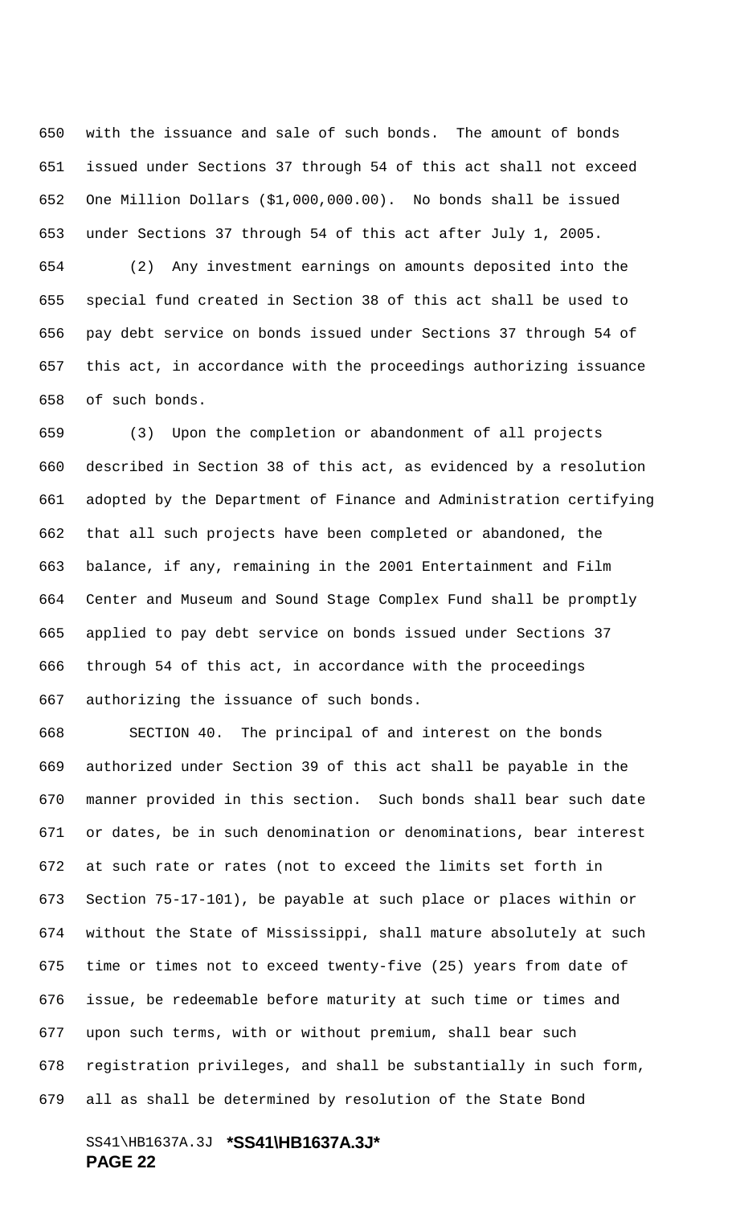with the issuance and sale of such bonds. The amount of bonds issued under Sections 37 through 54 of this act shall not exceed One Million Dollars ($1,000,000.00). No bonds shall be issued under Sections 37 through 54 of this act after July 1, 2005.

(2) Any investment earnings on amounts deposited into the special fund created in Section 38 of this act shall be used to pay debt service on bonds issued under Sections 37 through 54 of this act, in accordance with the proceedings authorizing issuance of such bonds.

(3) Upon the completion or abandonment of all projects described in Section 38 of this act, as evidenced by a resolution adopted by the Department of Finance and Administration certifying that all such projects have been completed or abandoned, the balance, if any, remaining in the 2001 Entertainment and Film Center and Museum and Sound Stage Complex Fund shall be promptly applied to pay debt service on bonds issued under Sections 37 through 54 of this act, in accordance with the proceedings authorizing the issuance of such bonds.

SECTION 40. The principal of and interest on the bonds authorized under Section 39 of this act shall be payable in the manner provided in this section. Such bonds shall bear such date or dates, be in such denomination or denominations, bear interest at such rate or rates (not to exceed the limits set forth in Section 75-17-101), be payable at such place or places within or without the State of Mississippi, shall mature absolutely at such time or times not to exceed twenty-five (25) years from date of issue, be redeemable before maturity at such time or times and upon such terms, with or without premium, shall bear such registration privileges, and shall be substantially in such form, all as shall be determined by resolution of the State Bond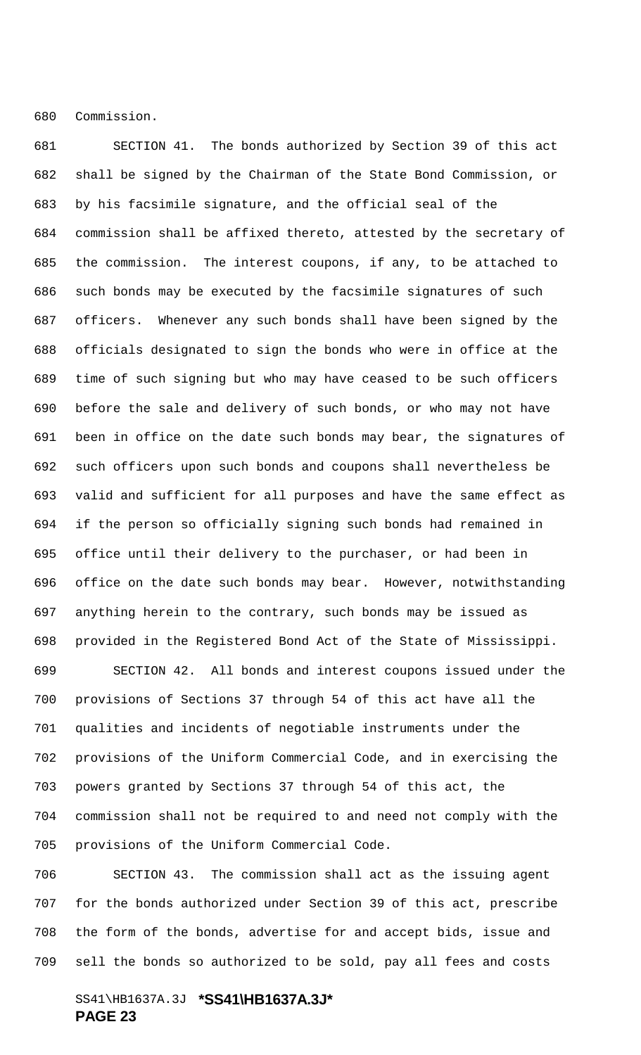Commission.

SECTION 41. The bonds authorized by Section 39 of this act shall be signed by the Chairman of the State Bond Commission, or by his facsimile signature, and the official seal of the commission shall be affixed thereto, attested by the secretary of the commission. The interest coupons, if any, to be attached to such bonds may be executed by the facsimile signatures of such officers. Whenever any such bonds shall have been signed by the officials designated to sign the bonds who were in office at the time of such signing but who may have ceased to be such officers before the sale and delivery of such bonds, or who may not have been in office on the date such bonds may bear, the signatures of such officers upon such bonds and coupons shall nevertheless be valid and sufficient for all purposes and have the same effect as if the person so officially signing such bonds had remained in office until their delivery to the purchaser, or had been in office on the date such bonds may bear. However, notwithstanding anything herein to the contrary, such bonds may be issued as provided in the Registered Bond Act of the State of Mississippi.

SECTION 42. All bonds and interest coupons issued under the provisions of Sections 37 through 54 of this act have all the qualities and incidents of negotiable instruments under the provisions of the Uniform Commercial Code, and in exercising the powers granted by Sections 37 through 54 of this act, the commission shall not be required to and need not comply with the provisions of the Uniform Commercial Code.

SECTION 43. The commission shall act as the issuing agent for the bonds authorized under Section 39 of this act, prescribe the form of the bonds, advertise for and accept bids, issue and sell the bonds so authorized to be sold, pay all fees and costs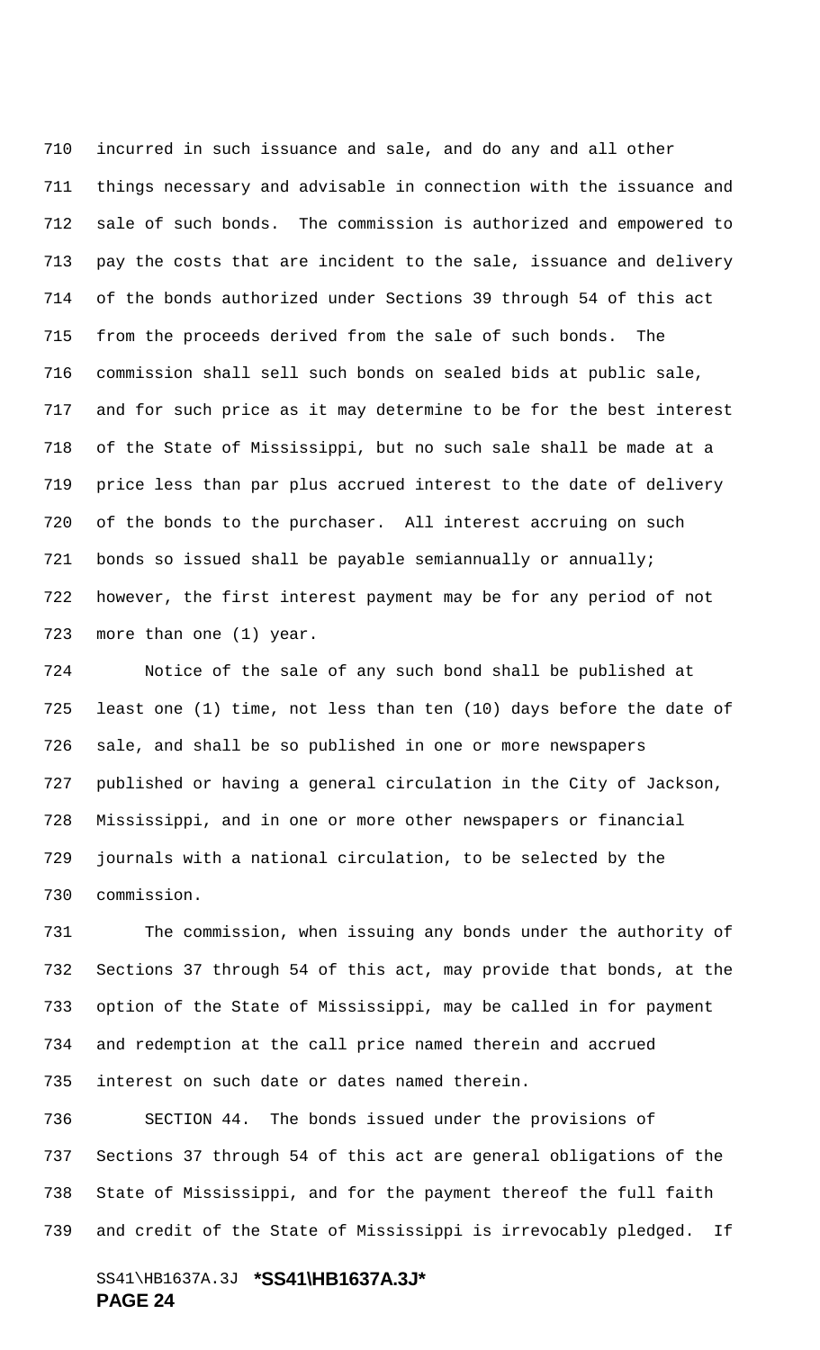incurred in such issuance and sale, and do any and all other things necessary and advisable in connection with the issuance and sale of such bonds. The commission is authorized and empowered to pay the costs that are incident to the sale, issuance and delivery of the bonds authorized under Sections 39 through 54 of this act from the proceeds derived from the sale of such bonds. The commission shall sell such bonds on sealed bids at public sale, and for such price as it may determine to be for the best interest of the State of Mississippi, but no such sale shall be made at a price less than par plus accrued interest to the date of delivery of the bonds to the purchaser. All interest accruing on such bonds so issued shall be payable semiannually or annually; however, the first interest payment may be for any period of not more than one (1) year.

Notice of the sale of any such bond shall be published at least one (1) time, not less than ten (10) days before the date of sale, and shall be so published in one or more newspapers published or having a general circulation in the City of Jackson, Mississippi, and in one or more other newspapers or financial journals with a national circulation, to be selected by the commission.

The commission, when issuing any bonds under the authority of Sections 37 through 54 of this act, may provide that bonds, at the option of the State of Mississippi, may be called in for payment and redemption at the call price named therein and accrued interest on such date or dates named therein.

SECTION 44. The bonds issued under the provisions of Sections 37 through 54 of this act are general obligations of the State of Mississippi, and for the payment thereof the full faith and credit of the State of Mississippi is irrevocably pledged. If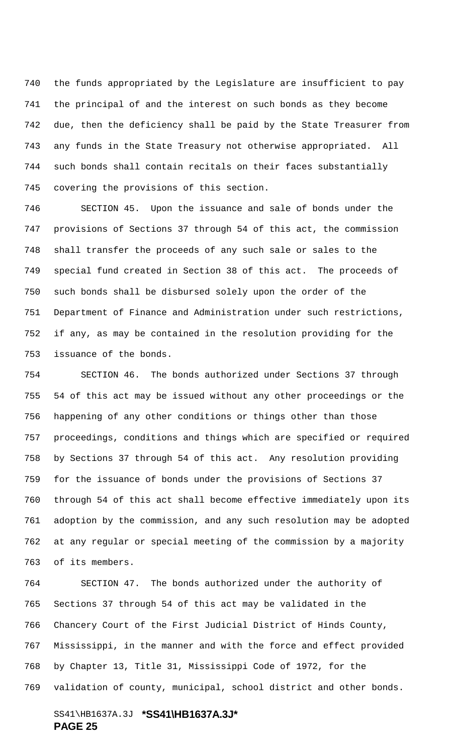the funds appropriated by the Legislature are insufficient to pay the principal of and the interest on such bonds as they become due, then the deficiency shall be paid by the State Treasurer from any funds in the State Treasury not otherwise appropriated. All such bonds shall contain recitals on their faces substantially covering the provisions of this section.

SECTION 45. Upon the issuance and sale of bonds under the provisions of Sections 37 through 54 of this act, the commission shall transfer the proceeds of any such sale or sales to the special fund created in Section 38 of this act. The proceeds of such bonds shall be disbursed solely upon the order of the Department of Finance and Administration under such restrictions, if any, as may be contained in the resolution providing for the issuance of the bonds.

SECTION 46. The bonds authorized under Sections 37 through 54 of this act may be issued without any other proceedings or the happening of any other conditions or things other than those proceedings, conditions and things which are specified or required by Sections 37 through 54 of this act. Any resolution providing for the issuance of bonds under the provisions of Sections 37 through 54 of this act shall become effective immediately upon its adoption by the commission, and any such resolution may be adopted at any regular or special meeting of the commission by a majority of its members.

SECTION 47. The bonds authorized under the authority of Sections 37 through 54 of this act may be validated in the Chancery Court of the First Judicial District of Hinds County, Mississippi, in the manner and with the force and effect provided by Chapter 13, Title 31, Mississippi Code of 1972, for the validation of county, municipal, school district and other bonds.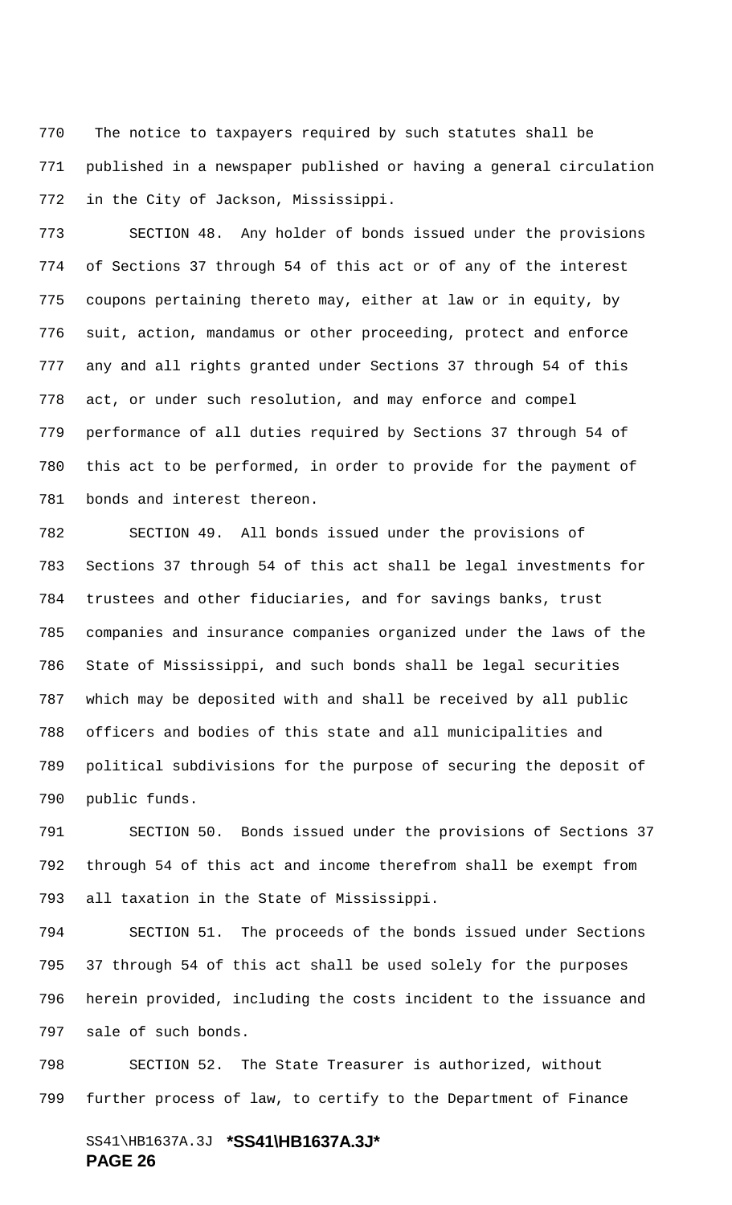The notice to taxpayers required by such statutes shall be published in a newspaper published or having a general circulation in the City of Jackson, Mississippi.

SECTION 48. Any holder of bonds issued under the provisions of Sections 37 through 54 of this act or of any of the interest coupons pertaining thereto may, either at law or in equity, by suit, action, mandamus or other proceeding, protect and enforce any and all rights granted under Sections 37 through 54 of this act, or under such resolution, and may enforce and compel performance of all duties required by Sections 37 through 54 of this act to be performed, in order to provide for the payment of bonds and interest thereon.

SECTION 49. All bonds issued under the provisions of Sections 37 through 54 of this act shall be legal investments for trustees and other fiduciaries, and for savings banks, trust companies and insurance companies organized under the laws of the State of Mississippi, and such bonds shall be legal securities which may be deposited with and shall be received by all public officers and bodies of this state and all municipalities and political subdivisions for the purpose of securing the deposit of public funds.

SECTION 50. Bonds issued under the provisions of Sections 37 through 54 of this act and income therefrom shall be exempt from all taxation in the State of Mississippi.

SECTION 51. The proceeds of the bonds issued under Sections 37 through 54 of this act shall be used solely for the purposes herein provided, including the costs incident to the issuance and sale of such bonds.

SECTION 52. The State Treasurer is authorized, without further process of law, to certify to the Department of Finance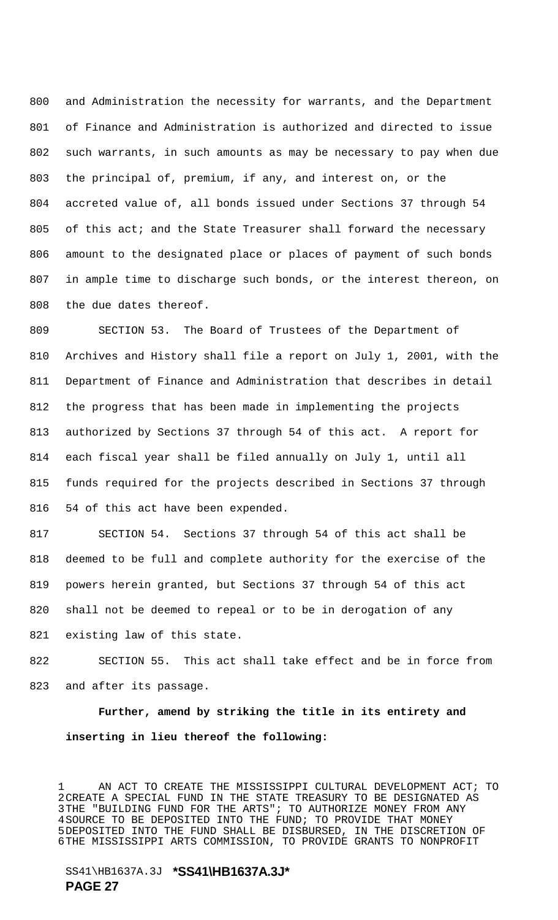and Administration the necessity for warrants, and the Department of Finance and Administration is authorized and directed to issue such warrants, in such amounts as may be necessary to pay when due the principal of, premium, if any, and interest on, or the accreted value of, all bonds issued under Sections 37 through 54 of this act; and the State Treasurer shall forward the necessary amount to the designated place or places of payment of such bonds in ample time to discharge such bonds, or the interest thereon, on the due dates thereof.

SECTION 53. The Board of Trustees of the Department of Archives and History shall file a report on July 1, 2001, with the Department of Finance and Administration that describes in detail the progress that has been made in implementing the projects authorized by Sections 37 through 54 of this act. A report for each fiscal year shall be filed annually on July 1, until all funds required for the projects described in Sections 37 through 54 of this act have been expended.

SECTION 54. Sections 37 through 54 of this act shall be deemed to be full and complete authority for the exercise of the powers herein granted, but Sections 37 through 54 of this act shall not be deemed to repeal or to be in derogation of any existing law of this state.

SECTION 55. This act shall take effect and be in force from and after its passage.

**Further, amend by striking the title in its entirety and inserting in lieu thereof the following:**

AN ACT TO CREATE THE MISSISSIPPI CULTURAL DEVELOPMENT ACT; TO CREATE A SPECIAL FUND IN THE STATE TREASURY TO BE DESIGNATED AS THE "BUILDING FUND FOR THE ARTS"; TO AUTHORIZE MONEY FROM ANY SOURCE TO BE DEPOSITED INTO THE FUND; TO PROVIDE THAT MONEY DEPOSITED INTO THE FUND SHALL BE DISBURSED, IN THE DISCRETION OF THE MISSISSIPPI ARTS COMMISSION, TO PROVIDE GRANTS TO NONPROFIT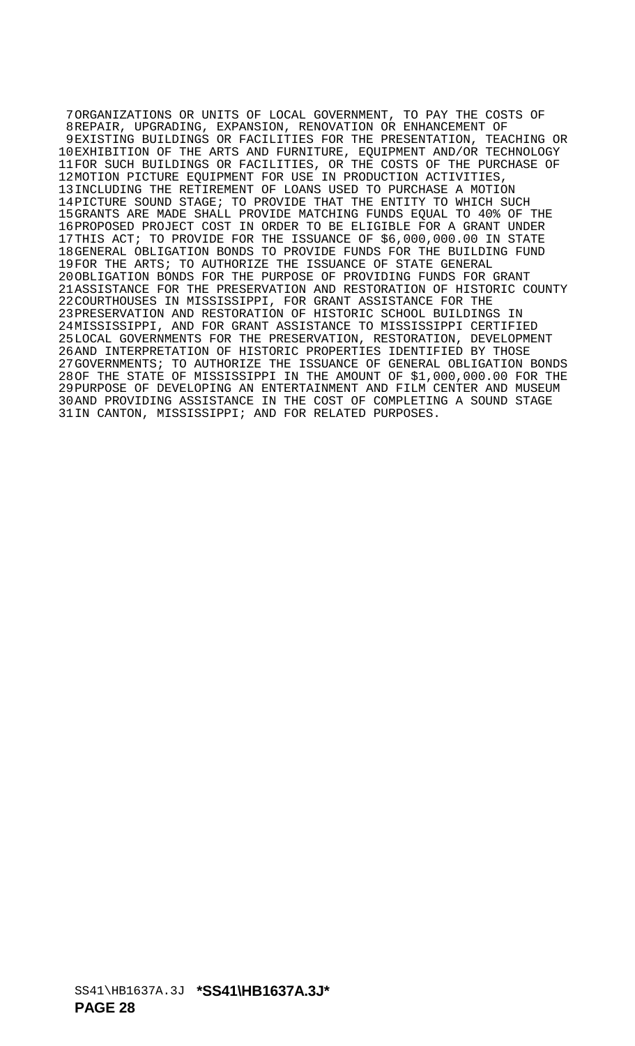7 ORGANIZATIONS OR UNITS OF LOCAL GOVERNMENT, TO PAY THE COSTS OF
8 REPAIR, UPGRADING, EXPANSION, RENOVATION OR ENHANCEMENT OF
9 EXISTING BUILDINGS OR FACILITIES FOR THE PRESENTATION, TEACHING OR
10 EXHIBITION OF THE ARTS AND FURNITURE, EQUIPMENT AND/OR TECHNOLOGY
11 FOR SUCH BUILDINGS OR FACILITIES, OR THE COSTS OF THE PURCHASE OF
12 MOTION PICTURE EQUIPMENT FOR USE IN PRODUCTION ACTIVITIES,
13 INCLUDING THE RETIREMENT OF LOANS USED TO PURCHASE A MOTION
14 PICTURE SOUND STAGE; TO PROVIDE THAT THE ENTITY TO WHICH SUCH
15 GRANTS ARE MADE SHALL PROVIDE MATCHING FUNDS EQUAL TO 40% OF THE
16 PROPOSED PROJECT COST IN ORDER TO BE ELIGIBLE FOR A GRANT UNDER
17 THIS ACT; TO PROVIDE FOR THE ISSUANCE OF $6,000,000.00 IN STATE
18 GENERAL OBLIGATION BONDS TO PROVIDE FUNDS FOR THE BUILDING FUND
19 FOR THE ARTS; TO AUTHORIZE THE ISSUANCE OF STATE GENERAL
20 OBLIGATION BONDS FOR THE PURPOSE OF PROVIDING FUNDS FOR GRANT
21 ASSISTANCE FOR THE PRESERVATION AND RESTORATION OF HISTORIC COUNTY
22 COURTHOUSES IN MISSISSIPPI, FOR GRANT ASSISTANCE FOR THE
23 PRESERVATION AND RESTORATION OF HISTORIC SCHOOL BUILDINGS IN
24 MISSISSIPPI, AND FOR GRANT ASSISTANCE TO MISSISSIPPI CERTIFIED
25 LOCAL GOVERNMENTS FOR THE PRESERVATION, RESTORATION, DEVELOPMENT
26 AND INTERPRETATION OF HISTORIC PROPERTIES IDENTIFIED BY THOSE
27 GOVERNMENTS; TO AUTHORIZE THE ISSUANCE OF GENERAL OBLIGATION BONDS
28 OF THE STATE OF MISSISSIPPI IN THE AMOUNT OF $1,000,000.00 FOR THE
29 PURPOSE OF DEVELOPING AN ENTERTAINMENT AND FILM CENTER AND MUSEUM
30 AND PROVIDING ASSISTANCE IN THE COST OF COMPLETING A SOUND STAGE
31 IN CANTON, MISSISSIPPI; AND FOR RELATED PURPOSES.